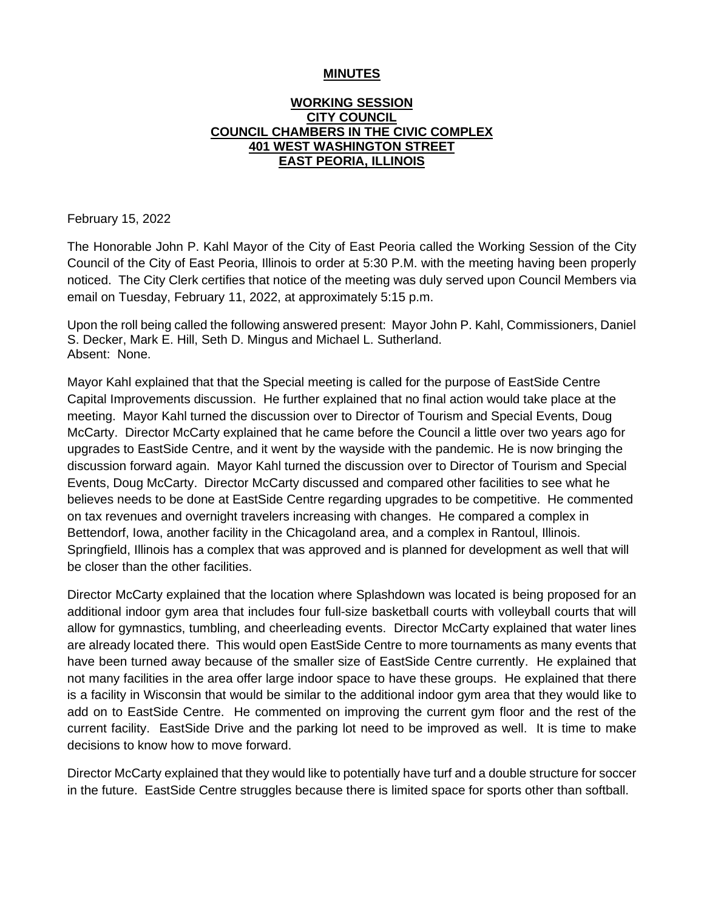**MINUTES**

**WORKING SESSION**
**CITY COUNCIL**
**COUNCIL CHAMBERS IN THE CIVIC COMPLEX**
**401 WEST WASHINGTON STREET**
**EAST PEORIA, ILLINOIS**

February 15, 2022

The Honorable John P. Kahl Mayor of the City of East Peoria called the Working Session of the City Council of the City of East Peoria, Illinois to order at 5:30 P.M. with the meeting having been properly noticed. The City Clerk certifies that notice of the meeting was duly served upon Council Members via email on Tuesday, February 11, 2022, at approximately 5:15 p.m.

Upon the roll being called the following answered present: Mayor John P. Kahl, Commissioners, Daniel S. Decker, Mark E. Hill, Seth D. Mingus and Michael L. Sutherland.
Absent: None.

Mayor Kahl explained that that the Special meeting is called for the purpose of EastSide Centre Capital Improvements discussion. He further explained that no final action would take place at the meeting. Mayor Kahl turned the discussion over to Director of Tourism and Special Events, Doug McCarty. Director McCarty explained that he came before the Council a little over two years ago for upgrades to EastSide Centre, and it went by the wayside with the pandemic. He is now bringing the discussion forward again. Mayor Kahl turned the discussion over to Director of Tourism and Special Events, Doug McCarty. Director McCarty discussed and compared other facilities to see what he believes needs to be done at EastSide Centre regarding upgrades to be competitive. He commented on tax revenues and overnight travelers increasing with changes. He compared a complex in Bettendorf, Iowa, another facility in the Chicagoland area, and a complex in Rantoul, Illinois. Springfield, Illinois has a complex that was approved and is planned for development as well that will be closer than the other facilities.

Director McCarty explained that the location where Splashdown was located is being proposed for an additional indoor gym area that includes four full-size basketball courts with volleyball courts that will allow for gymnastics, tumbling, and cheerleading events. Director McCarty explained that water lines are already located there. This would open EastSide Centre to more tournaments as many events that have been turned away because of the smaller size of EastSide Centre currently. He explained that not many facilities in the area offer large indoor space to have these groups. He explained that there is a facility in Wisconsin that would be similar to the additional indoor gym area that they would like to add on to EastSide Centre. He commented on improving the current gym floor and the rest of the current facility. EastSide Drive and the parking lot need to be improved as well. It is time to make decisions to know how to move forward.

Director McCarty explained that they would like to potentially have turf and a double structure for soccer in the future. EastSide Centre struggles because there is limited space for sports other than softball.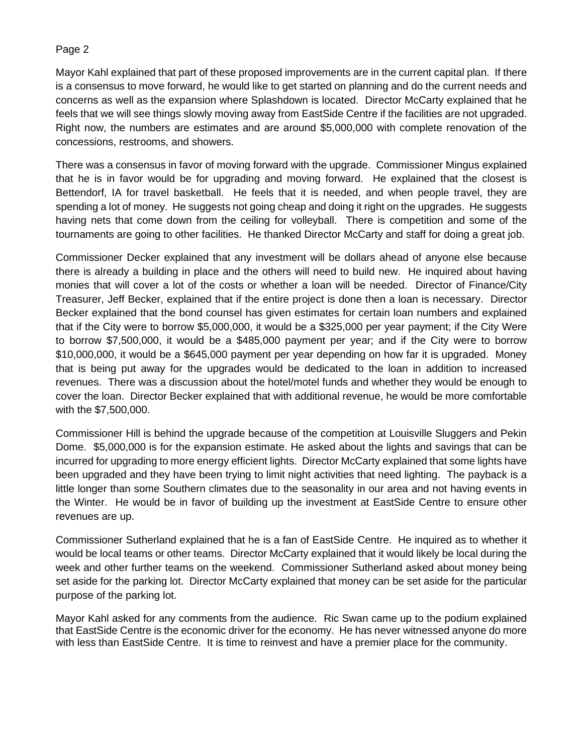Mayor Kahl explained that part of these proposed improvements are in the current capital plan. If there is a consensus to move forward, he would like to get started on planning and do the current needs and concerns as well as the expansion where Splashdown is located. Director McCarty explained that he feels that we will see things slowly moving away from EastSide Centre if the facilities are not upgraded. Right now, the numbers are estimates and are around $5,000,000 with complete renovation of the concessions, restrooms, and showers.

There was a consensus in favor of moving forward with the upgrade. Commissioner Mingus explained that he is in favor would be for upgrading and moving forward. He explained that the closest is Bettendorf, IA for travel basketball. He feels that it is needed, and when people travel, they are spending a lot of money. He suggests not going cheap and doing it right on the upgrades. He suggests having nets that come down from the ceiling for volleyball. There is competition and some of the tournaments are going to other facilities. He thanked Director McCarty and staff for doing a great job.

Commissioner Decker explained that any investment will be dollars ahead of anyone else because there is already a building in place and the others will need to build new. He inquired about having monies that will cover a lot of the costs or whether a loan will be needed. Director of Finance/City Treasurer, Jeff Becker, explained that if the entire project is done then a loan is necessary. Director Becker explained that the bond counsel has given estimates for certain loan numbers and explained that if the City were to borrow $5,000,000, it would be a $325,000 per year payment; if the City Were to borrow $7,500,000, it would be a $485,000 payment per year; and if the City were to borrow $10,000,000, it would be a $645,000 payment per year depending on how far it is upgraded. Money that is being put away for the upgrades would be dedicated to the loan in addition to increased revenues. There was a discussion about the hotel/motel funds and whether they would be enough to cover the loan. Director Becker explained that with additional revenue, he would be more comfortable with the $7,500,000.

Commissioner Hill is behind the upgrade because of the competition at Louisville Sluggers and Pekin Dome. $5,000,000 is for the expansion estimate. He asked about the lights and savings that can be incurred for upgrading to more energy efficient lights. Director McCarty explained that some lights have been upgraded and they have been trying to limit night activities that need lighting. The payback is a little longer than some Southern climates due to the seasonality in our area and not having events in the Winter. He would be in favor of building up the investment at EastSide Centre to ensure other revenues are up.

Commissioner Sutherland explained that he is a fan of EastSide Centre. He inquired as to whether it would be local teams or other teams. Director McCarty explained that it would likely be local during the week and other further teams on the weekend. Commissioner Sutherland asked about money being set aside for the parking lot. Director McCarty explained that money can be set aside for the particular purpose of the parking lot.

Mayor Kahl asked for any comments from the audience. Ric Swan came up to the podium explained that EastSide Centre is the economic driver for the economy. He has never witnessed anyone do more with less than EastSide Centre. It is time to reinvest and have a premier place for the community.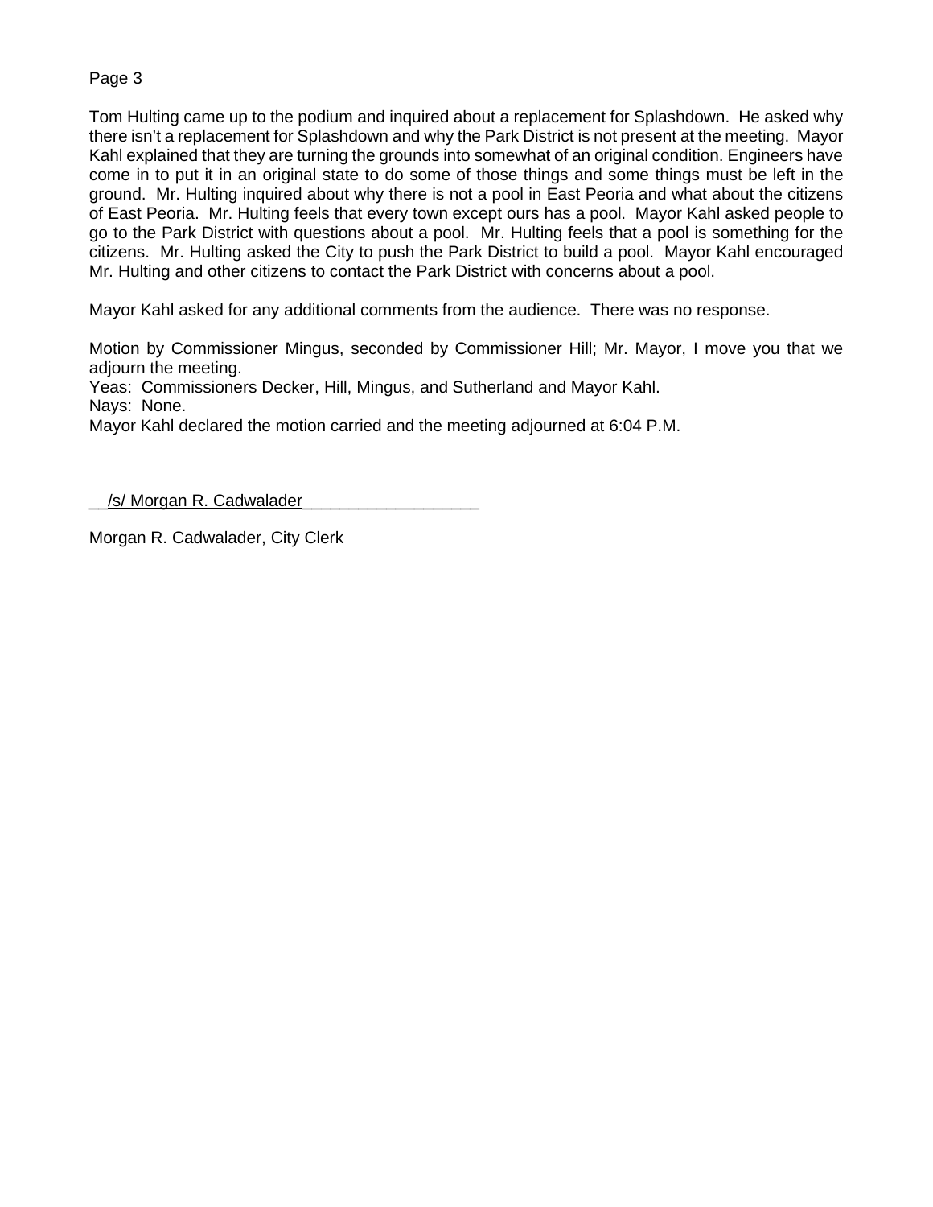Tom Hulting came up to the podium and inquired about a replacement for Splashdown. He asked why there isn't a replacement for Splashdown and why the Park District is not present at the meeting. Mayor Kahl explained that they are turning the grounds into somewhat of an original condition. Engineers have come in to put it in an original state to do some of those things and some things must be left in the ground. Mr. Hulting inquired about why there is not a pool in East Peoria and what about the citizens of East Peoria. Mr. Hulting feels that every town except ours has a pool. Mayor Kahl asked people to go to the Park District with questions about a pool. Mr. Hulting feels that a pool is something for the citizens. Mr. Hulting asked the City to push the Park District to build a pool. Mayor Kahl encouraged Mr. Hulting and other citizens to contact the Park District with concerns about a pool.

Mayor Kahl asked for any additional comments from the audience. There was no response.

Motion by Commissioner Mingus, seconded by Commissioner Hill; Mr. Mayor, I move you that we adjourn the meeting.
Yeas: Commissioners Decker, Hill, Mingus, and Sutherland and Mayor Kahl.
Nays: None.
Mayor Kahl declared the motion carried and the meeting adjourned at 6:04 P.M.

/s/ Morgan R. Cadwalader

Morgan R. Cadwalader, City Clerk